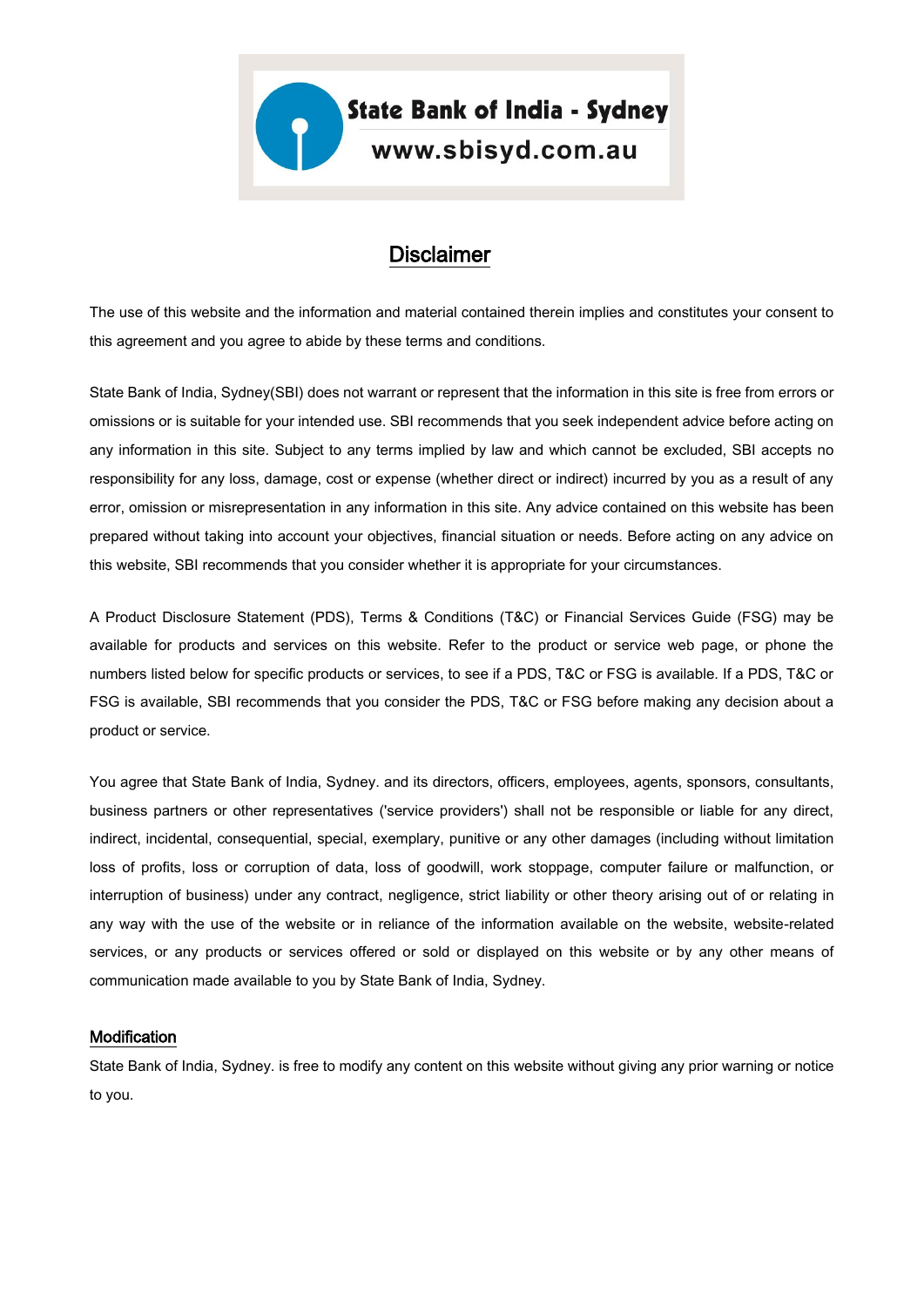**State Bank of India - Sydney**
**www.sbisyd.com.au**

# Disclaimer

The use of this website and the information and material contained therein implies and constitutes your consent to this agreement and you agree to abide by these terms and conditions.

State Bank of India, Sydney(SBI) does not warrant or represent that the information in this site is free from errors or omissions or is suitable for your intended use. SBI recommends that you seek independent advice before acting on any information in this site. Subject to any terms implied by law and which cannot be excluded, SBI accepts no responsibility for any loss, damage, cost or expense (whether direct or indirect) incurred by you as a result of any error, omission or misrepresentation in any information in this site. Any advice contained on this website has been prepared without taking into account your objectives, financial situation or needs. Before acting on any advice on this website, SBI recommends that you consider whether it is appropriate for your circumstances.

A Product Disclosure Statement (PDS), Terms & Conditions (T&C) or Financial Services Guide (FSG) may be available for products and services on this website. Refer to the product or service web page, or phone the numbers listed below for specific products or services, to see if a PDS, T&C or FSG is available. If a PDS, T&C or FSG is available, SBI recommends that you consider the PDS, T&C or FSG before making any decision about a product or service.

You agree that State Bank of India, Sydney. and its directors, officers, employees, agents, sponsors, consultants, business partners or other representatives ('service providers') shall not be responsible or liable for any direct, indirect, incidental, consequential, special, exemplary, punitive or any other damages (including without limitation loss of profits, loss or corruption of data, loss of goodwill, work stoppage, computer failure or malfunction, or interruption of business) under any contract, negligence, strict liability or other theory arising out of or relating in any way with the use of the website or in reliance of the information available on the website, website-related services, or any products or services offered or sold or displayed on this website or by any other means of communication made available to you by State Bank of India, Sydney.

## Modification

State Bank of India, Sydney. is free to modify any content on this website without giving any prior warning or notice to you.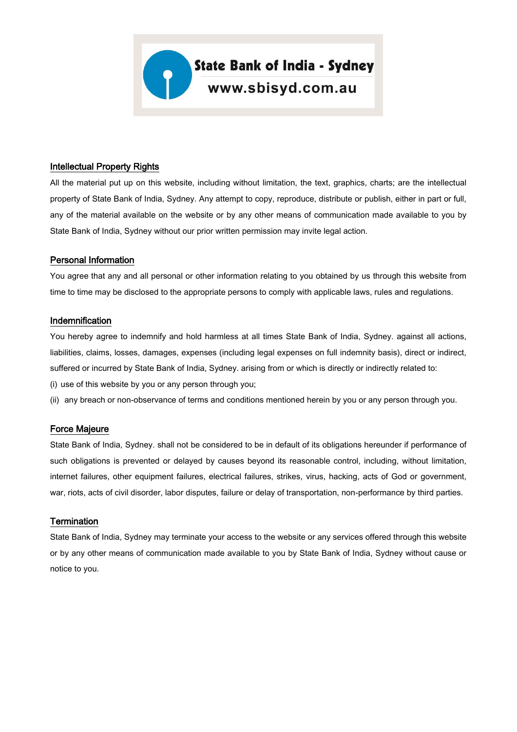State Bank of India - Sydney

www.sbisyd.com.au

## Intellectual Property Rights

All the material put up on this website, including without limitation, the text, graphics, charts; are the intellectual property of State Bank of India, Sydney. Any attempt to copy, reproduce, distribute or publish, either in part or full, any of the material available on the website or by any other means of communication made available to you by State Bank of India, Sydney without our prior written permission may invite legal action.

## Personal Information

You agree that any and all personal or other information relating to you obtained by us through this website from time to time may be disclosed to the appropriate persons to comply with applicable laws, rules and regulations.

## Indemnification

You hereby agree to indemnify and hold harmless at all times State Bank of India, Sydney. against all actions, liabilities, claims, losses, damages, expenses (including legal expenses on full indemnity basis), direct or indirect, suffered or incurred by State Bank of India, Sydney. arising from or which is directly or indirectly related to:

(i) use of this website by you or any person through you;

(ii) any breach or non-observance of terms and conditions mentioned herein by you or any person through you.

## Force Majeure

State Bank of India, Sydney. shall not be considered to be in default of its obligations hereunder if performance of such obligations is prevented or delayed by causes beyond its reasonable control, including, without limitation, internet failures, other equipment failures, electrical failures, strikes, virus, hacking, acts of God or government, war, riots, acts of civil disorder, labor disputes, failure or delay of transportation, non-performance by third parties.

## Termination

State Bank of India, Sydney may terminate your access to the website or any services offered through this website or by any other means of communication made available to you by State Bank of India, Sydney without cause or notice to you.